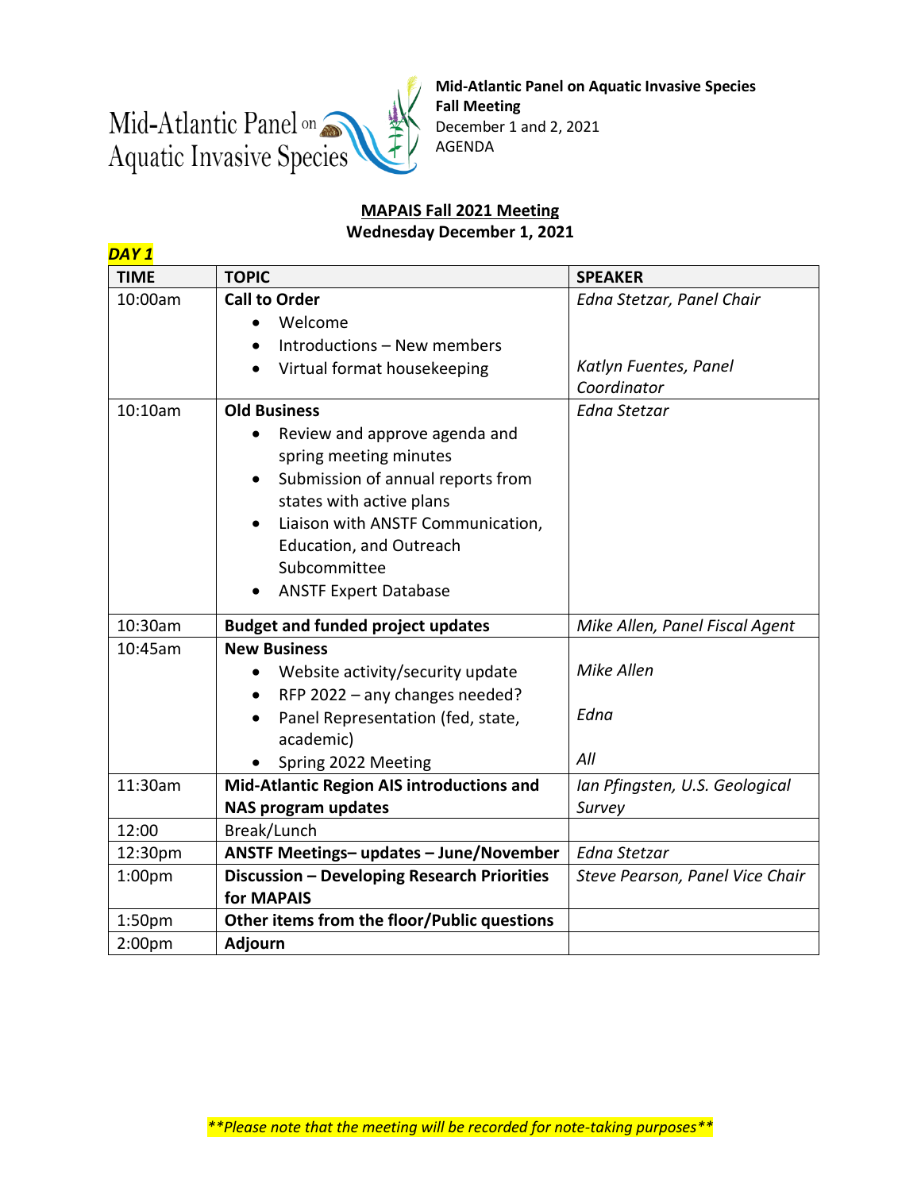Mid-Atlantic Panel on Aquatic Invasive Species

**Mid-Atlantic Panel on Aquatic Invasive Species**
**Fall Meeting**
December 1 and 2, 2021
AGENDA

## MAPAIS Fall 2021 Meeting
### Wednesday December 1, 2021

***DAY 1***

| TIME | TOPIC | SPEAKER |
|---|---|---|
| 10:00am | **Call to Order**<br>• Welcome<br>• Introductions – New members<br>• Virtual format housekeeping | *Edna Stetzar, Panel Chair*<br><br>*Katlyn Fuentes, Panel Coordinator* |
| 10:10am | **Old Business**<br>• Review and approve agenda and spring meeting minutes<br>• Submission of annual reports from states with active plans<br>• Liaison with ANSTF Communication, Education, and Outreach Subcommittee<br>• ANSTF Expert Database | *Edna Stetzar* |
| 10:30am | **Budget and funded project updates** | *Mike Allen, Panel Fiscal Agent* |
| 10:45am | **New Business**<br>• Website activity/security update<br>• RFP 2022 – any changes needed?<br>• Panel Representation (fed, state, academic)<br>• Spring 2022 Meeting | <br>*Mike Allen*<br><br>*Edna*<br><br>*All* |
| 11:30am | **Mid-Atlantic Region AIS introductions and NAS program updates** | *Ian Pfingsten, U.S. Geological Survey* |
| 12:00 | Break/Lunch | |
| 12:30pm | **ANSTF Meetings– updates – June/November** | *Edna Stetzar* |
| 1:00pm | **Discussion – Developing Research Priorities for MAPAIS** | *Steve Pearson, Panel Vice Chair* |
| 1:50pm | **Other items from the floor/Public questions** | |
| 2:00pm | **Adjourn** | |

***\*\*Please note that the meeting will be recorded for note-taking purposes\*\****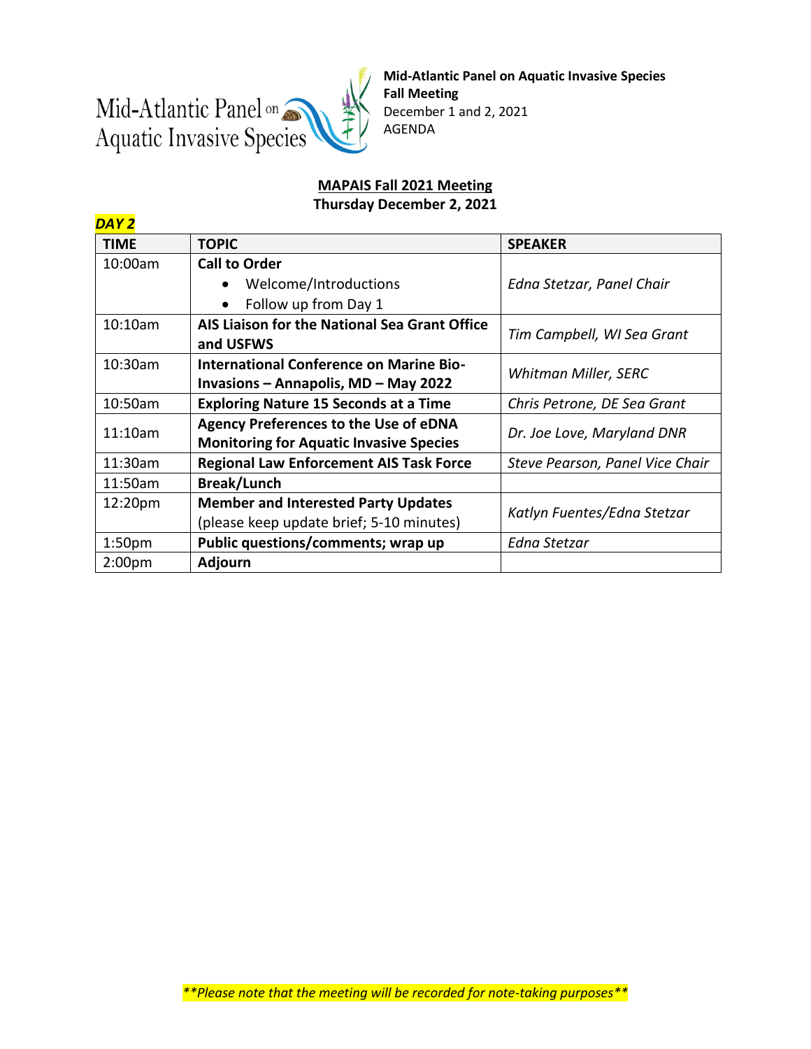Mid-Atlantic Panel on Aquatic Invasive Species

**Mid-Atlantic Panel on Aquatic Invasive Species**
**Fall Meeting**
December 1 and 2, 2021
AGENDA

## MAPAIS Fall 2021 Meeting
**Thursday December 2, 2021**

***DAY 2***

| TIME | TOPIC | SPEAKER |
|---|---|---|
| 10:00am | **Call to Order**<br>• Welcome/Introductions<br>• Follow up from Day 1 | *Edna Stetzar, Panel Chair* |
| 10:10am | **AIS Liaison for the National Sea Grant Office and USFWS** | *Tim Campbell, WI Sea Grant* |
| 10:30am | **International Conference on Marine Bio-Invasions – Annapolis, MD – May 2022** | *Whitman Miller, SERC* |
| 10:50am | **Exploring Nature 15 Seconds at a Time** | *Chris Petrone, DE Sea Grant* |
| 11:10am | **Agency Preferences to the Use of eDNA Monitoring for Aquatic Invasive Species** | *Dr. Joe Love, Maryland DNR* |
| 11:30am | **Regional Law Enforcement AIS Task Force** | *Steve Pearson, Panel Vice Chair* |
| 11:50am | **Break/Lunch** | |
| 12:20pm | **Member and Interested Party Updates**<br>(please keep update brief; 5-10 minutes) | *Katlyn Fuentes/Edna Stetzar* |
| 1:50pm | **Public questions/comments; wrap up** | *Edna Stetzar* |
| 2:00pm | **Adjourn** | |

***\*\*Please note that the meeting will be recorded for note-taking purposes\*\****